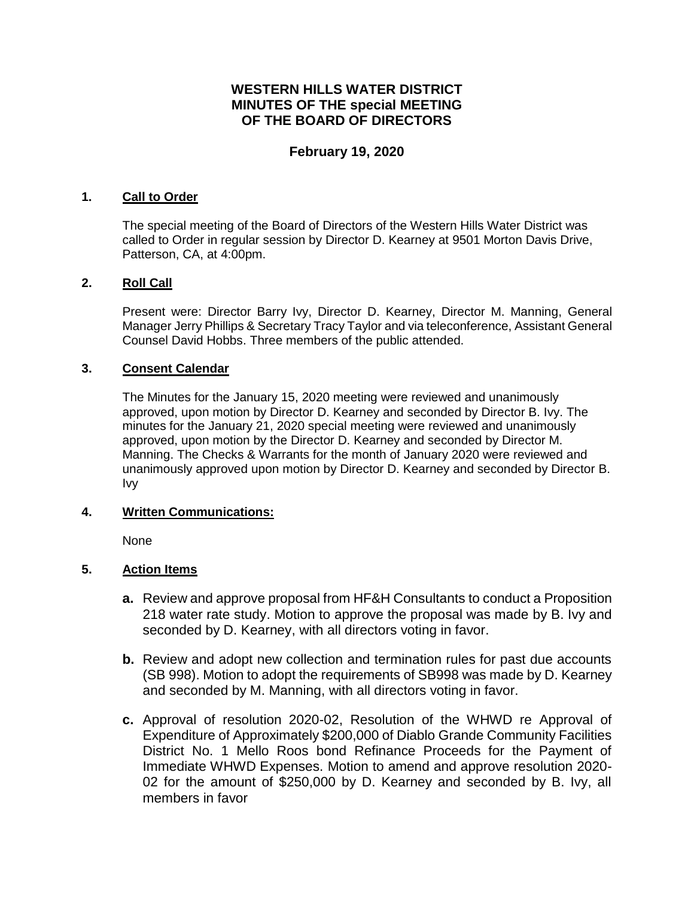# WESTERN HILLS WATER DISTRICT
# MINUTES OF THE special MEETING
# OF THE BOARD OF DIRECTORS

## February 19, 2020

### 1. Call to Order

The special meeting of the Board of Directors of the Western Hills Water District was called to Order in regular session by Director D. Kearney at 9501 Morton Davis Drive, Patterson, CA, at 4:00pm.

### 2. Roll Call

Present were: Director Barry Ivy, Director D. Kearney, Director M. Manning, General Manager Jerry Phillips & Secretary Tracy Taylor and via teleconference, Assistant General Counsel David Hobbs. Three members of the public attended.

### 3. Consent Calendar

The Minutes for the January 15, 2020 meeting were reviewed and unanimously approved, upon motion by Director D. Kearney and seconded by Director B. Ivy. The minutes for the January 21, 2020 special meeting were reviewed and unanimously approved, upon motion by the Director D. Kearney and seconded by Director M. Manning. The Checks & Warrants for the month of January 2020 were reviewed and unanimously approved upon motion by Director D. Kearney and seconded by Director B. Ivy

### 4. Written Communications:

None

### 5. Action Items

- **a.** Review and approve proposal from HF&H Consultants to conduct a Proposition 218 water rate study. Motion to approve the proposal was made by B. Ivy and seconded by D. Kearney, with all directors voting in favor.
- **b.** Review and adopt new collection and termination rules for past due accounts (SB 998). Motion to adopt the requirements of SB998 was made by D. Kearney and seconded by M. Manning, with all directors voting in favor.
- **c.** Approval of resolution 2020-02, Resolution of the WHWD re Approval of Expenditure of Approximately $200,000 of Diablo Grande Community Facilities District No. 1 Mello Roos bond Refinance Proceeds for the Payment of Immediate WHWD Expenses. Motion to amend and approve resolution 2020-02 for the amount of $250,000 by D. Kearney and seconded by B. Ivy, all members in favor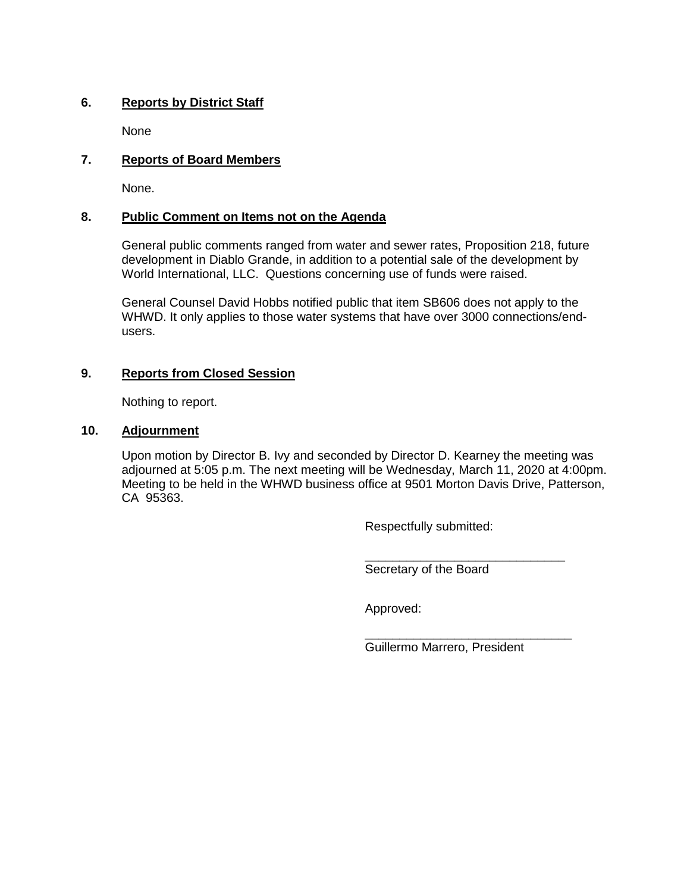## 6. Reports by District Staff

None

## 7. Reports of Board Members

None.

## 8. Public Comment on Items not on the Agenda

General public comments ranged from water and sewer rates, Proposition 218, future development in Diablo Grande, in addition to a potential sale of the development by World International, LLC. Questions concerning use of funds were raised.

General Counsel David Hobbs notified public that item SB606 does not apply to the WHWD. It only applies to those water systems that have over 3000 connections/end-users.

## 9. Reports from Closed Session

Nothing to report.

## 10. Adjournment

Upon motion by Director B. Ivy and seconded by Director D. Kearney the meeting was adjourned at 5:05 p.m. The next meeting will be Wednesday, March 11, 2020 at 4:00pm. Meeting to be held in the WHWD business office at 9501 Morton Davis Drive, Patterson, CA 95363.

Respectfully submitted:

______________________________
Secretary of the Board

Approved:

______________________________
Guillermo Marrero, President